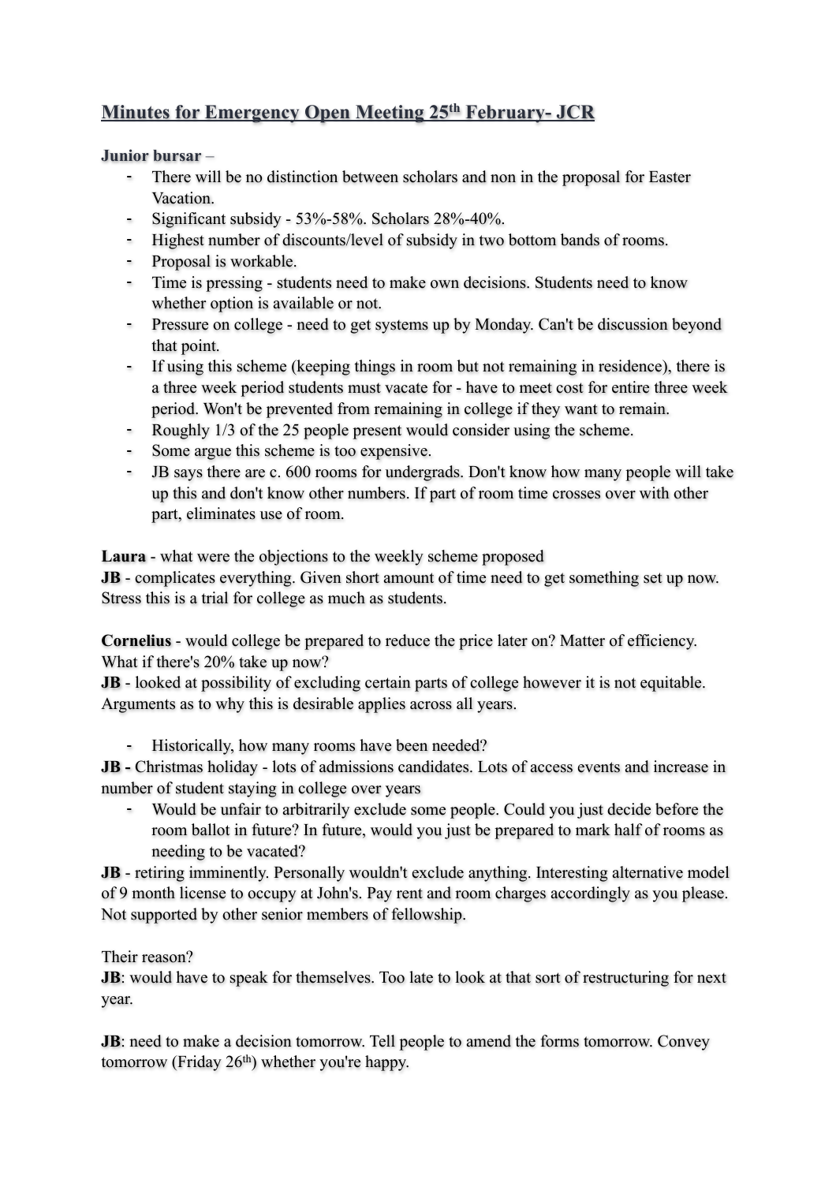# Minutes for Emergency Open Meeting 25th February- JCR

**Junior bursar** –

- There will be no distinction between scholars and non in the proposal for Easter Vacation.
- Significant subsidy - 53%-58%. Scholars 28%-40%.
- Highest number of discounts/level of subsidy in two bottom bands of rooms.
- Proposal is workable.
- Time is pressing - students need to make own decisions. Students need to know whether option is available or not.
- Pressure on college - need to get systems up by Monday. Can't be discussion beyond that point.
- If using this scheme (keeping things in room but not remaining in residence), there is a three week period students must vacate for - have to meet cost for entire three week period. Won't be prevented from remaining in college if they want to remain.
- Roughly 1/3 of the 25 people present would consider using the scheme.
- Some argue this scheme is too expensive.
- JB says there are c. 600 rooms for undergrads. Don't know how many people will take up this and don't know other numbers. If part of room time crosses over with other part, eliminates use of room.

**Laura** - what were the objections to the weekly scheme proposed
**JB** - complicates everything. Given short amount of time need to get something set up now. Stress this is a trial for college as much as students.

**Cornelius** - would college be prepared to reduce the price later on? Matter of efficiency. What if there's 20% take up now?
**JB** - looked at possibility of excluding certain parts of college however it is not equitable. Arguments as to why this is desirable applies across all years.

- Historically, how many rooms have been needed?

**JB -** Christmas holiday - lots of admissions candidates. Lots of access events and increase in number of student staying in college over years

- Would be unfair to arbitrarily exclude some people. Could you just decide before the room ballot in future? In future, would you just be prepared to mark half of rooms as needing to be vacated?

**JB** - retiring imminently. Personally wouldn't exclude anything. Interesting alternative model of 9 month license to occupy at John's. Pay rent and room charges accordingly as you please. Not supported by other senior members of fellowship.

Their reason?
**JB**: would have to speak for themselves. Too late to look at that sort of restructuring for next year.

**JB**: need to make a decision tomorrow. Tell people to amend the forms tomorrow. Convey tomorrow (Friday 26th) whether you're happy.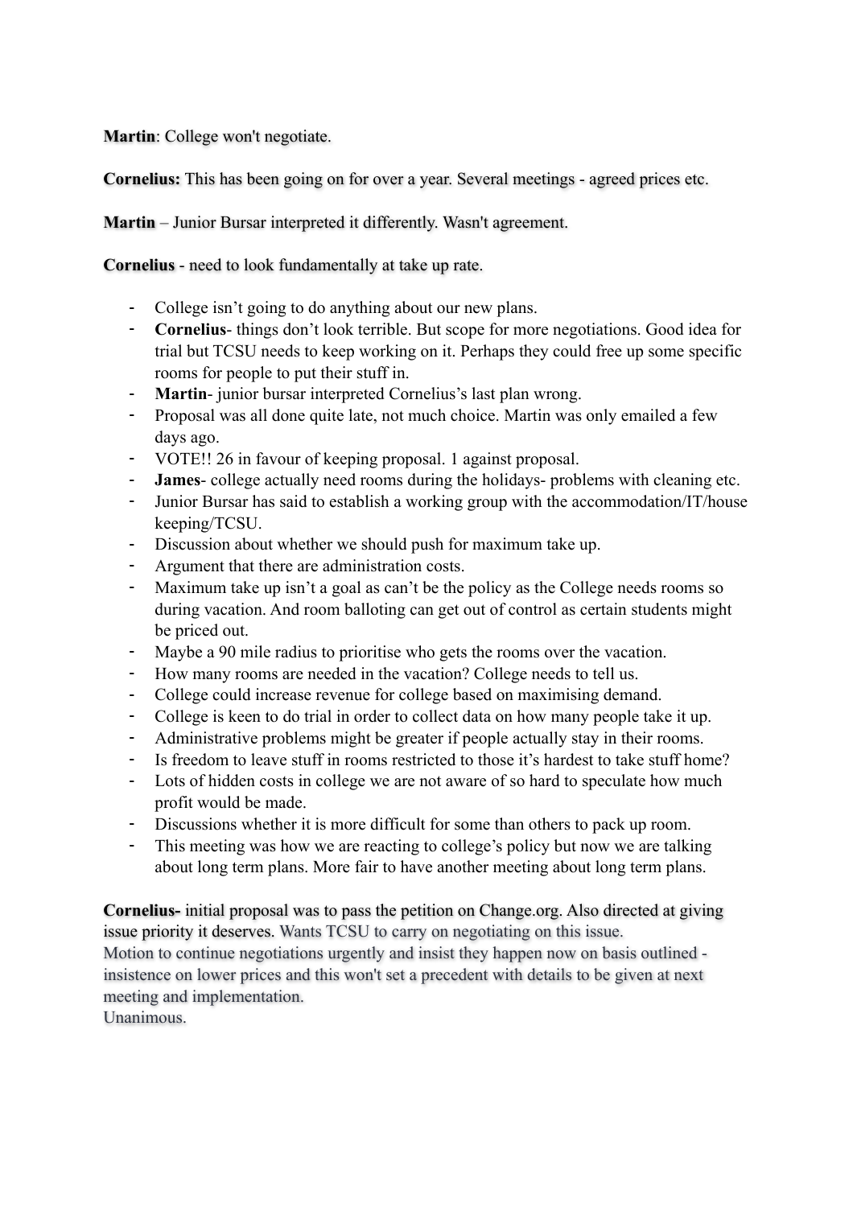**Martin**: College won't negotiate.

**Cornelius:** This has been going on for over a year. Several meetings - agreed prices etc.

**Martin** – Junior Bursar interpreted it differently. Wasn't agreement.

**Cornelius** - need to look fundamentally at take up rate.

- College isn't going to do anything about our new plans.
- **Cornelius**- things don't look terrible. But scope for more negotiations. Good idea for trial but TCSU needs to keep working on it. Perhaps they could free up some specific rooms for people to put their stuff in.
- **Martin**- junior bursar interpreted Cornelius's last plan wrong.
- Proposal was all done quite late, not much choice. Martin was only emailed a few days ago.
- VOTE!! 26 in favour of keeping proposal. 1 against proposal.
- **James**- college actually need rooms during the holidays- problems with cleaning etc.
- Junior Bursar has said to establish a working group with the accommodation/IT/house keeping/TCSU.
- Discussion about whether we should push for maximum take up.
- Argument that there are administration costs.
- Maximum take up isn't a goal as can't be the policy as the College needs rooms so during vacation. And room balloting can get out of control as certain students might be priced out.
- Maybe a 90 mile radius to prioritise who gets the rooms over the vacation.
- How many rooms are needed in the vacation? College needs to tell us.
- College could increase revenue for college based on maximising demand.
- College is keen to do trial in order to collect data on how many people take it up.
- Administrative problems might be greater if people actually stay in their rooms.
- Is freedom to leave stuff in rooms restricted to those it's hardest to take stuff home?
- Lots of hidden costs in college we are not aware of so hard to speculate how much profit would be made.
- Discussions whether it is more difficult for some than others to pack up room.
- This meeting was how we are reacting to college's policy but now we are talking about long term plans. More fair to have another meeting about long term plans.

**Cornelius-** initial proposal was to pass the petition on Change.org. Also directed at giving issue priority it deserves. Wants TCSU to carry on negotiating on this issue.
Motion to continue negotiations urgently and insist they happen now on basis outlined - insistence on lower prices and this won't set a precedent with details to be given at next meeting and implementation.
Unanimous.